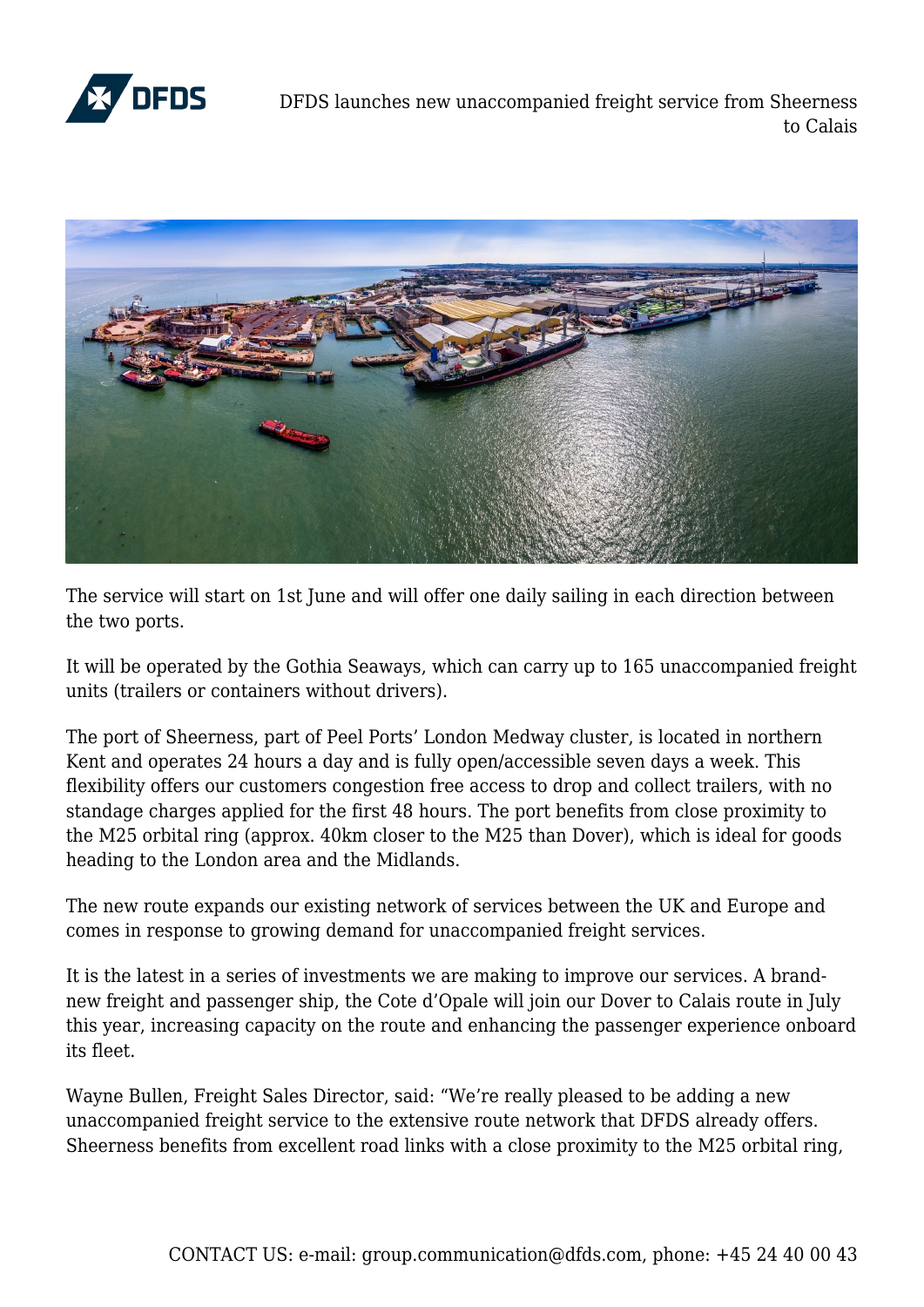# DFDS launches new unaccompanied freight service from Sheerness to Calais

The service will start on 1st June and will offer one daily sailing in each direction between the two ports.

It will be operated by the Gothia Seaways, which can carry up to 165 unaccompanied freight units (trailers or containers without drivers).

The port of Sheerness, part of Peel Ports' London Medway cluster, is located in northern Kent and operates 24 hours a day and is fully open/accessible seven days a week. This flexibility offers our customers congestion free access to drop and collect trailers, with no standage charges applied for the first 48 hours. The port benefits from close proximity to the M25 orbital ring (approx. 40km closer to the M25 than Dover), which is ideal for goods heading to the London area and the Midlands.

The new route expands our existing network of services between the UK and Europe and comes in response to growing demand for unaccompanied freight services.

It is the latest in a series of investments we are making to improve our services. A brand-new freight and passenger ship, the Cote d'Opale will join our Dover to Calais route in July this year, increasing capacity on the route and enhancing the passenger experience onboard its fleet.

Wayne Bullen, Freight Sales Director, said: "We're really pleased to be adding a new unaccompanied freight service to the extensive route network that DFDS already offers. Sheerness benefits from excellent road links with a close proximity to the M25 orbital ring,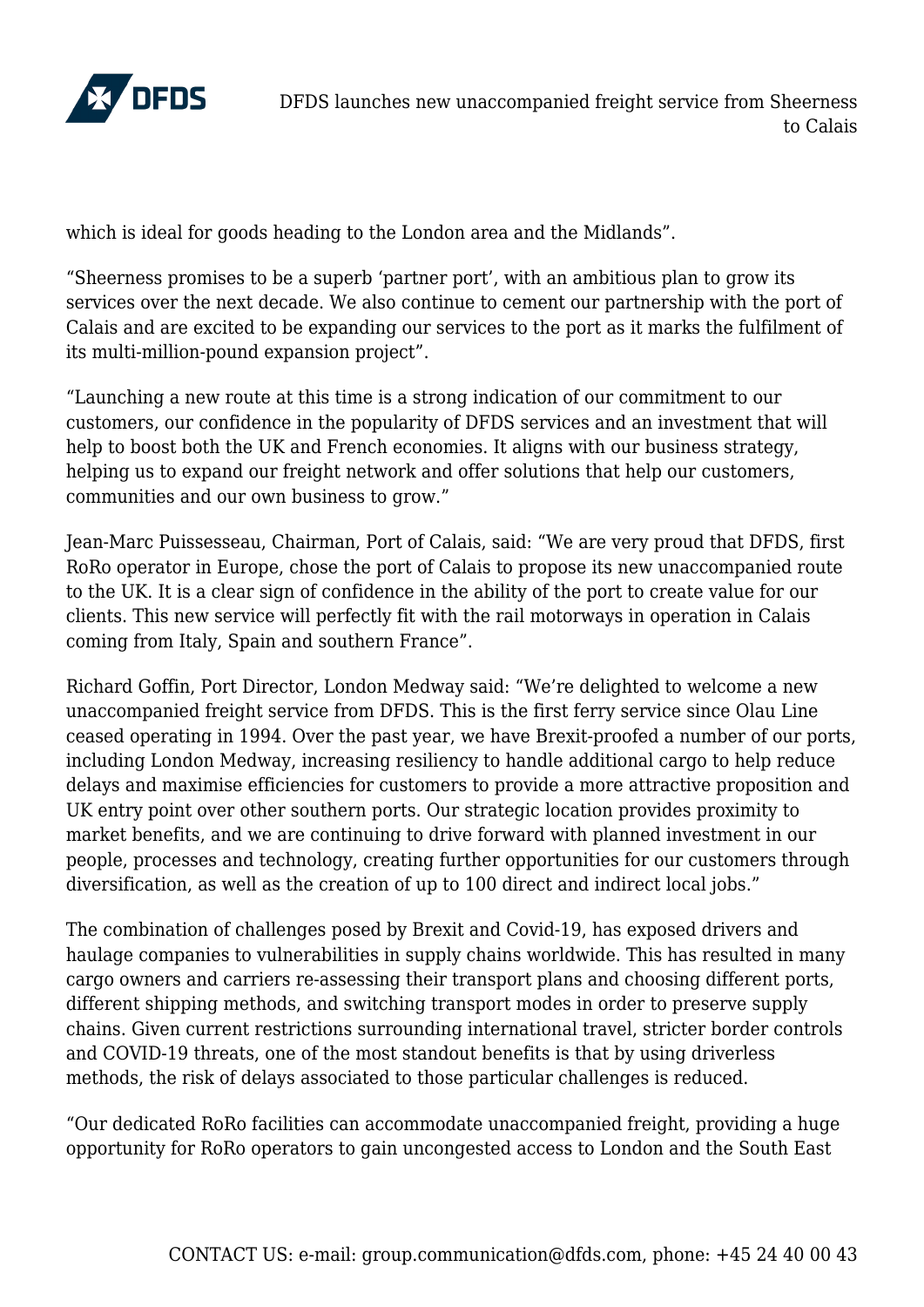which is ideal for goods heading to the London area and the Midlands".

"Sheerness promises to be a superb 'partner port', with an ambitious plan to grow its services over the next decade. We also continue to cement our partnership with the port of Calais and are excited to be expanding our services to the port as it marks the fulfilment of its multi-million-pound expansion project".

"Launching a new route at this time is a strong indication of our commitment to our customers, our confidence in the popularity of DFDS services and an investment that will help to boost both the UK and French economies. It aligns with our business strategy, helping us to expand our freight network and offer solutions that help our customers, communities and our own business to grow."

Jean-Marc Puissesseau, Chairman, Port of Calais, said: "We are very proud that DFDS, first RoRo operator in Europe, chose the port of Calais to propose its new unaccompanied route to the UK. It is a clear sign of confidence in the ability of the port to create value for our clients. This new service will perfectly fit with the rail motorways in operation in Calais coming from Italy, Spain and southern France".

Richard Goffin, Port Director, London Medway said: "We're delighted to welcome a new unaccompanied freight service from DFDS. This is the first ferry service since Olau Line ceased operating in 1994. Over the past year, we have Brexit-proofed a number of our ports, including London Medway, increasing resiliency to handle additional cargo to help reduce delays and maximise efficiencies for customers to provide a more attractive proposition and UK entry point over other southern ports. Our strategic location provides proximity to market benefits, and we are continuing to drive forward with planned investment in our people, processes and technology, creating further opportunities for our customers through diversification, as well as the creation of up to 100 direct and indirect local jobs."

The combination of challenges posed by Brexit and Covid-19, has exposed drivers and haulage companies to vulnerabilities in supply chains worldwide. This has resulted in many cargo owners and carriers re-assessing their transport plans and choosing different ports, different shipping methods, and switching transport modes in order to preserve supply chains. Given current restrictions surrounding international travel, stricter border controls and COVID-19 threats, one of the most standout benefits is that by using driverless methods, the risk of delays associated to those particular challenges is reduced.

"Our dedicated RoRo facilities can accommodate unaccompanied freight, providing a huge opportunity for RoRo operators to gain uncongested access to London and the South East

CONTACT US: e-mail: group.communication@dfds.com, phone: +45 24 40 00 43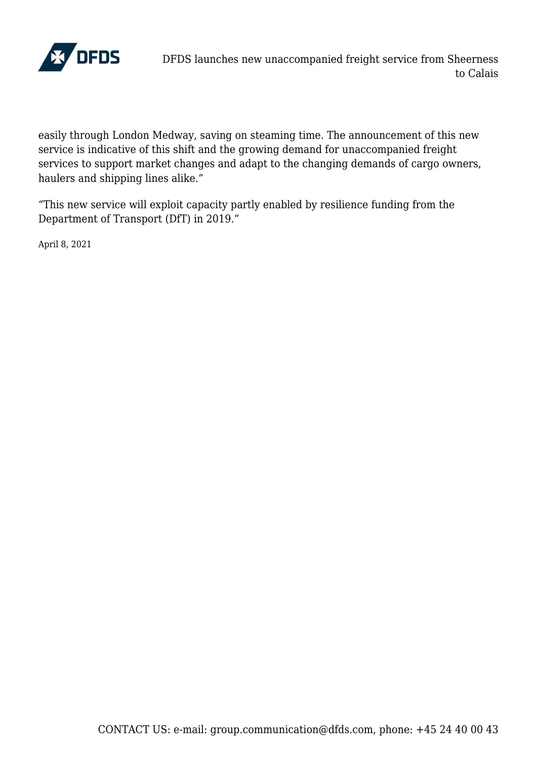easily through London Medway, saving on steaming time. The announcement of this new service is indicative of this shift and the growing demand for unaccompanied freight services to support market changes and adapt to the changing demands of cargo owners, haulers and shipping lines alike."

"This new service will exploit capacity partly enabled by resilience funding from the Department of Transport (DfT) in 2019."

April 8, 2021

CONTACT US: e-mail: group.communication@dfds.com, phone: +45 24 40 00 43